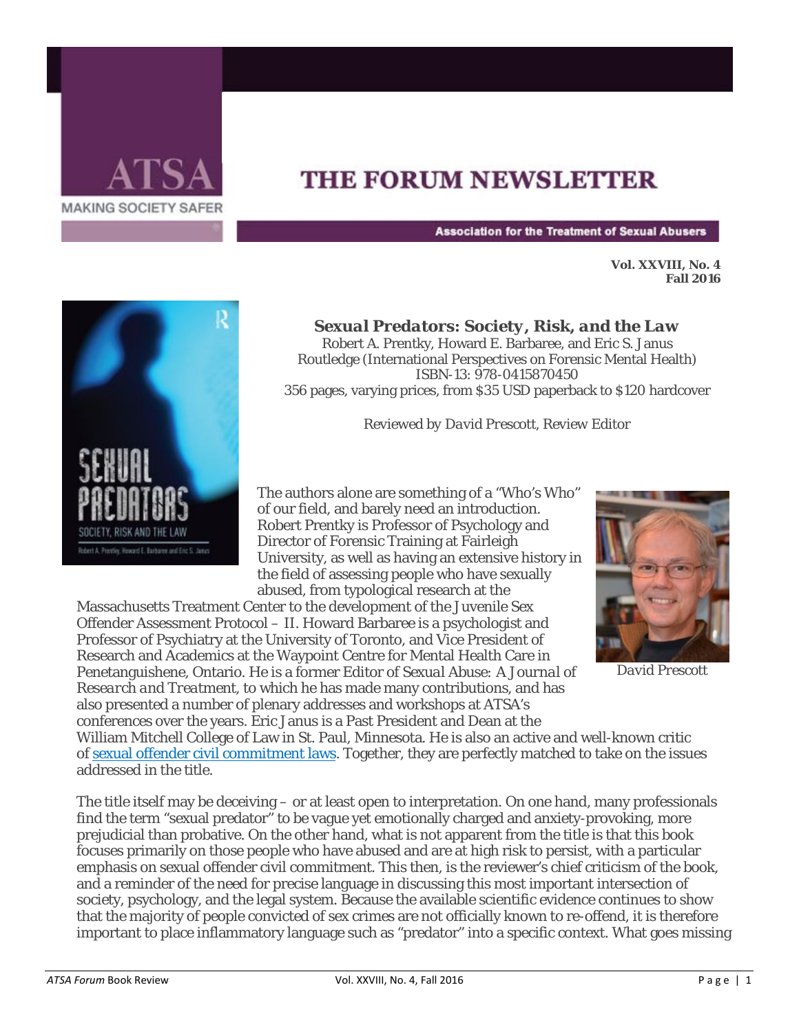# THE FORUM NEWSLETTER

ATSA
MAKING SOCIETY SAFER

Association for the Treatment of Sexual Abusers

**Vol. XXVIII, No. 4**
**Fall 2016**

## *Sexual Predators: Society, Risk, and the Law*

Robert A. Prentky, Howard E. Barbaree, and Eric S. Janus
Routledge (International Perspectives on Forensic Mental Health)
ISBN-13: 978-0415870450
356 pages, varying prices, from $35 USD paperback to $120 hardcover

*Reviewed by David Prescott, Review Editor*

The authors alone are something of a "Who's Who" of our field, and barely need an introduction. Robert Prentky is Professor of Psychology and Director of Forensic Training at Fairleigh University, as well as having an extensive history in the field of assessing people who have sexually abused, from typological research at the Massachusetts Treatment Center to the development of the Juvenile Sex Offender Assessment Protocol – II. Howard Barbaree is a psychologist and Professor of Psychiatry at the University of Toronto, and Vice President of Research and Academics at the Waypoint Centre for Mental Health Care in Penetanguishene, Ontario. He is a former Editor of *Sexual Abuse: A Journal of Research and Treatment*, to which he has made many contributions, and has also presented a number of plenary addresses and workshops at ATSA's conferences over the years. Eric Janus is a Past President and Dean at the William Mitchell College of Law in St. Paul, Minnesota. He is also an active and well-known critic of sexual offender civil commitment laws. Together, they are perfectly matched to take on the issues addressed in the title.

David Prescott

The title itself may be deceiving – or at least open to interpretation. On one hand, many professionals find the term "sexual predator" to be vague yet emotionally charged and anxiety-provoking, more prejudicial than probative. On the other hand, what is not apparent from the title is that this book focuses primarily on those people who have abused and are at high risk to persist, with a particular emphasis on sexual offender civil commitment. This then, is the reviewer's chief criticism of the book, and a reminder of the need for precise language in discussing this most important intersection of society, psychology, and the legal system. Because the available scientific evidence continues to show that the majority of people convicted of sex crimes are not officially known to re-offend, it is therefore important to place inflammatory language such as "predator" into a specific context. What goes missing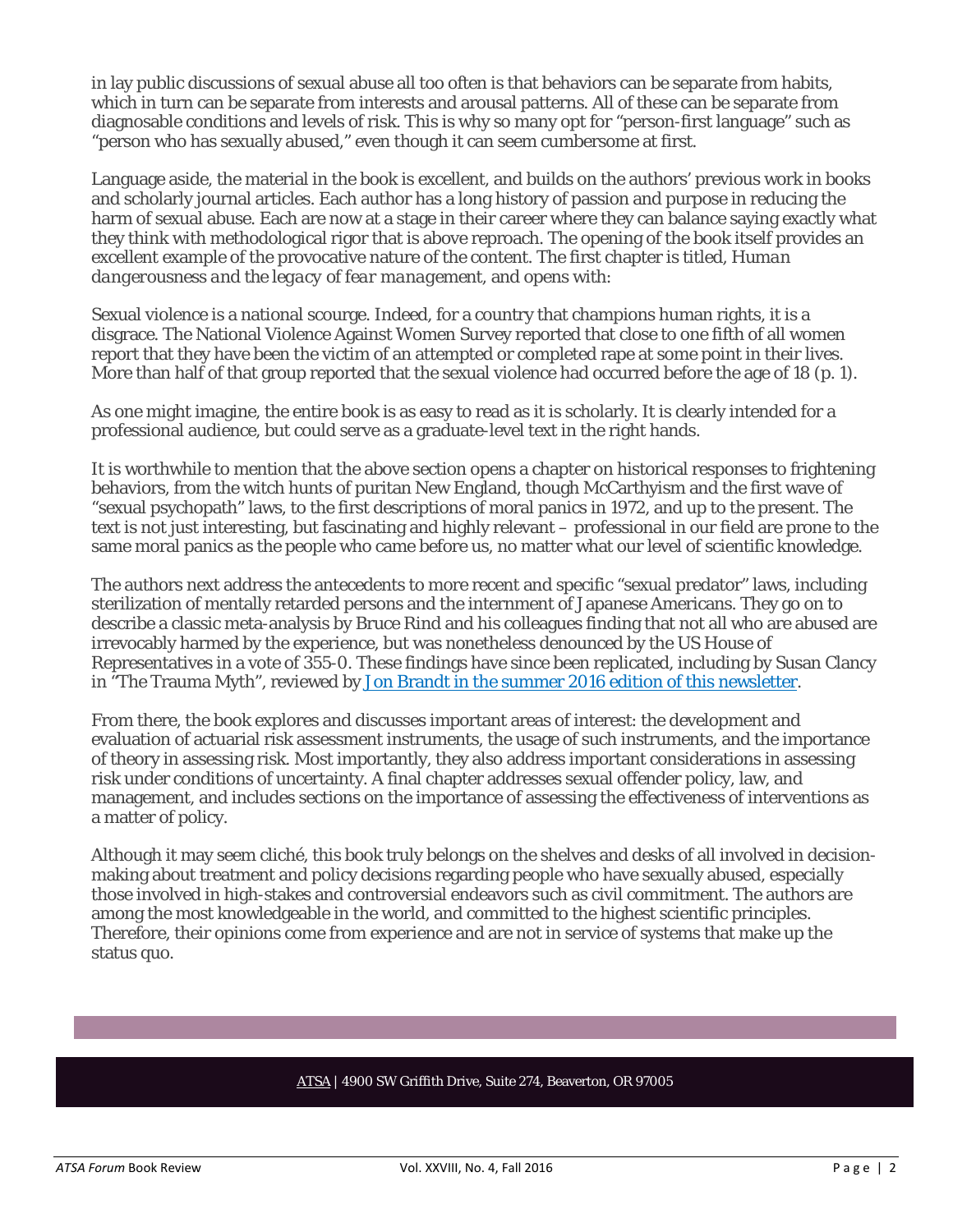in lay public discussions of sexual abuse all too often is that behaviors can be separate from habits, which in turn can be separate from interests and arousal patterns. All of these can be separate from diagnosable conditions and levels of risk. This is why so many opt for "person-first language" such as "person who has sexually abused," even though it can seem cumbersome at first.

Language aside, the material in the book is excellent, and builds on the authors' previous work in books and scholarly journal articles. Each author has a long history of passion and purpose in reducing the harm of sexual abuse. Each are now at a stage in their career where they can balance saying exactly what they think with methodological rigor that is above reproach. The opening of the book itself provides an excellent example of the provocative nature of the content. The first chapter is titled, *Human dangerousness and the legacy of fear management*, and opens with:

Sexual violence is a national scourge. Indeed, for a country that champions human rights, it is a disgrace. The National Violence Against Women Survey reported that close to one fifth of all women report that they have been the victim of an attempted or completed rape at some point in their lives. More than half of that group reported that the sexual violence had occurred before the age of 18 (p. 1).

As one might imagine, the entire book is as easy to read as it is scholarly. It is clearly intended for a professional audience, but could serve as a graduate-level text in the right hands.

It is worthwhile to mention that the above section opens a chapter on historical responses to frightening behaviors, from the witch hunts of puritan New England, though McCarthyism and the first wave of "sexual psychopath" laws, to the first descriptions of moral panics in 1972, and up to the present. The text is not just interesting, but fascinating and highly relevant – professional in our field are prone to the same moral panics as the people who came before us, no matter what our level of scientific knowledge.

The authors next address the antecedents to more recent and specific "sexual predator" laws, including sterilization of mentally retarded persons and the internment of Japanese Americans. They go on to describe a classic meta-analysis by Bruce Rind and his colleagues finding that not all who are abused are irrevocably harmed by the experience, but was nonetheless denounced by the US House of Representatives in a vote of 355-0. These findings have since been replicated, including by Susan Clancy in "The Trauma Myth", reviewed by Jon Brandt in the summer 2016 edition of this newsletter.

From there, the book explores and discusses important areas of interest: the development and evaluation of actuarial risk assessment instruments, the usage of such instruments, and the importance of theory in assessing risk. Most importantly, they also address important considerations in assessing risk under conditions of uncertainty. A final chapter addresses sexual offender policy, law, and management, and includes sections on the importance of assessing the effectiveness of interventions as a matter of policy.

Although it may seem cliché, this book truly belongs on the shelves and desks of all involved in decision-making about treatment and policy decisions regarding people who have sexually abused, especially those involved in high-stakes and controversial endeavors such as civil commitment. The authors are among the most knowledgeable in the world, and committed to the highest scientific principles. Therefore, their opinions come from experience and are not in service of systems that make up the status quo.

ATSA | 4900 SW Griffith Drive, Suite 274, Beaverton, OR 97005